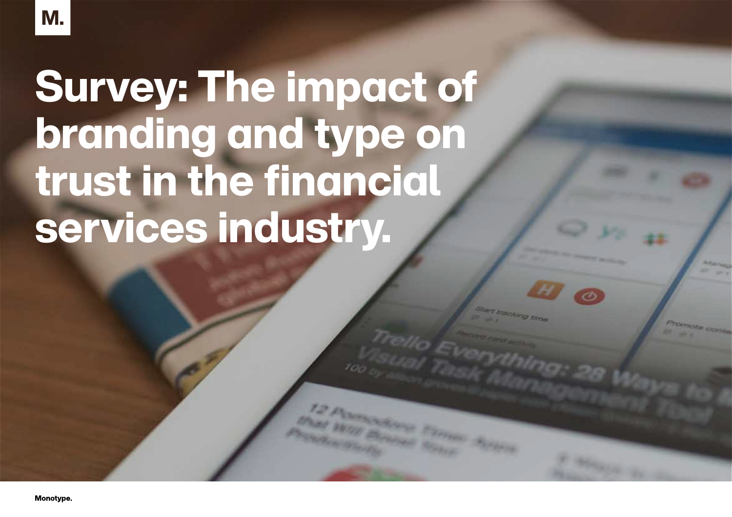M.

# Survey: The impact of branding and type on trust in the financial services industry.

Monotype.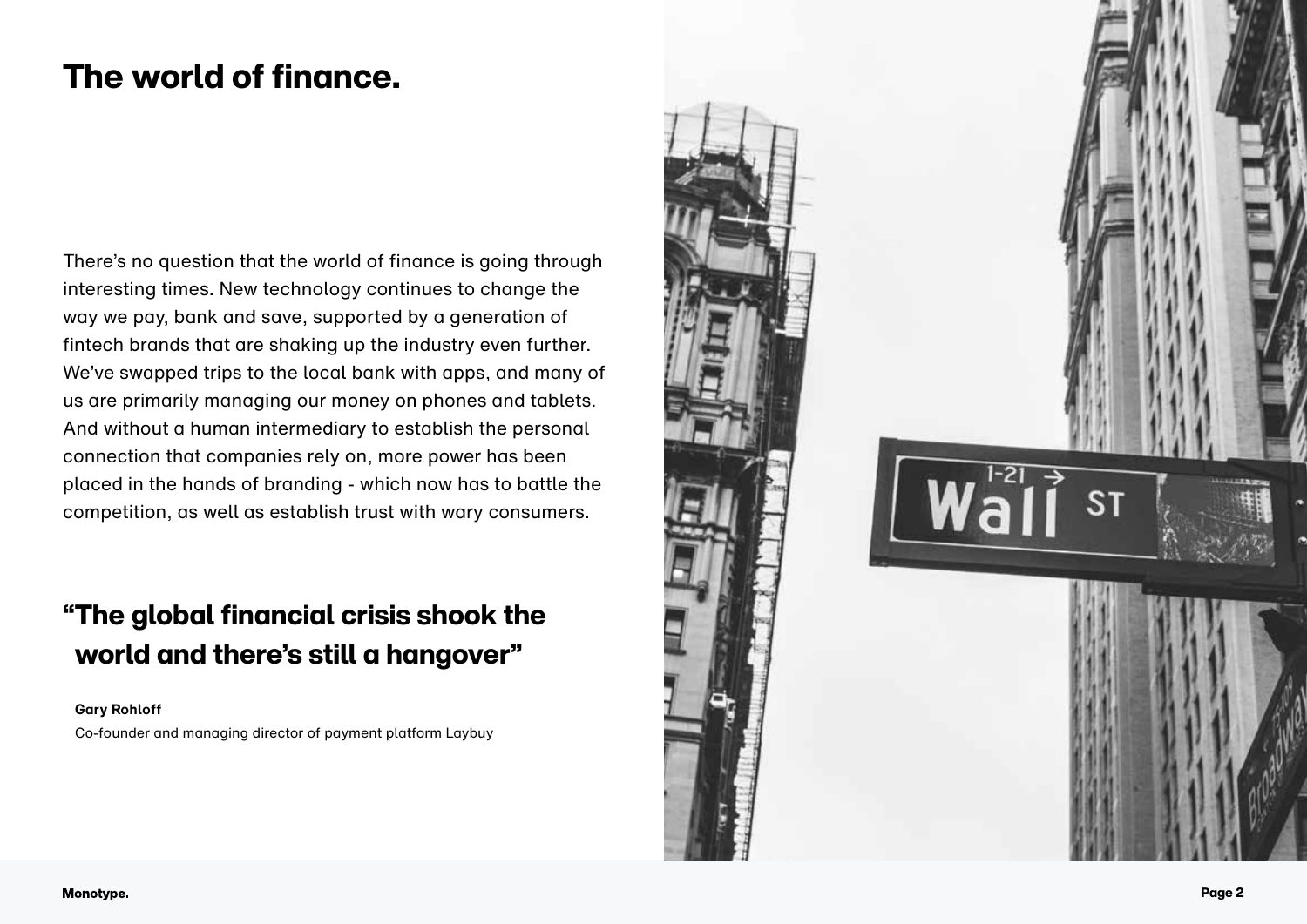# The world of finance.

There's no question that the world of finance is going through interesting times. New technology continues to change the way we pay, bank and save, supported by a generation of fintech brands that are shaking up the industry even further. We've swapped trips to the local bank with apps, and many of us are primarily managing our money on phones and tablets. And without a human intermediary to establish the personal connection that companies rely on, more power has been placed in the hands of branding - which now has to battle the competition, as well as establish trust with wary consumers.

## "The global financial crisis shook the world and there's still a hangover"

**Gary Rohloff**

Co-founder and managing director of payment platform Laybuy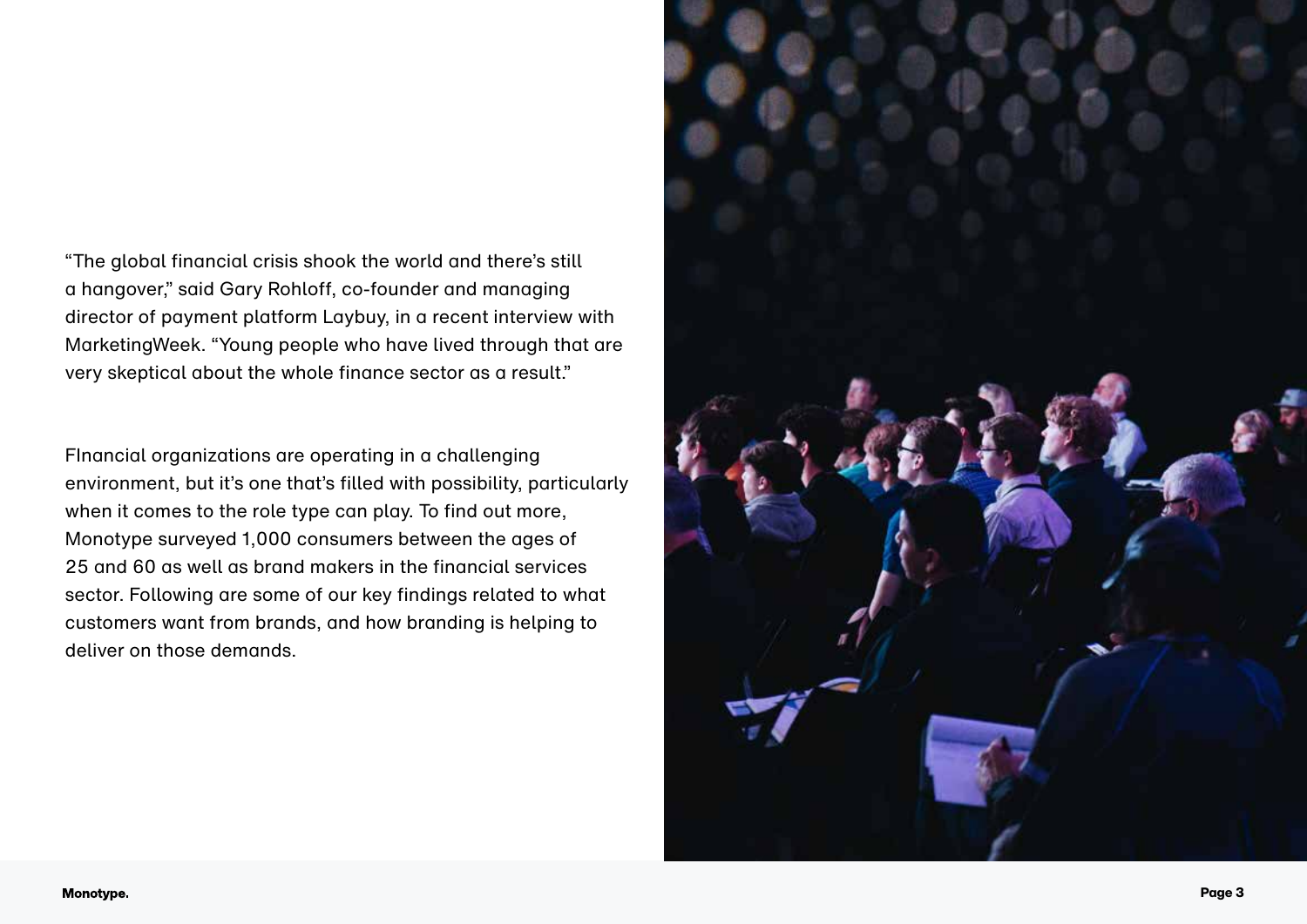"The global financial crisis shook the world and there's still a hangover," said Gary Rohloff, co-founder and managing director of payment platform Laybuy, in a recent interview with MarketingWeek. "Young people who have lived through that are very skeptical about the whole finance sector as a result."

FInancial organizations are operating in a challenging environment, but it's one that's filled with possibility, particularly when it comes to the role type can play. To find out more, Monotype surveyed 1,000 consumers between the ages of 25 and 60 as well as brand makers in the financial services sector. Following are some of our key findings related to what customers want from brands, and how branding is helping to deliver on those demands.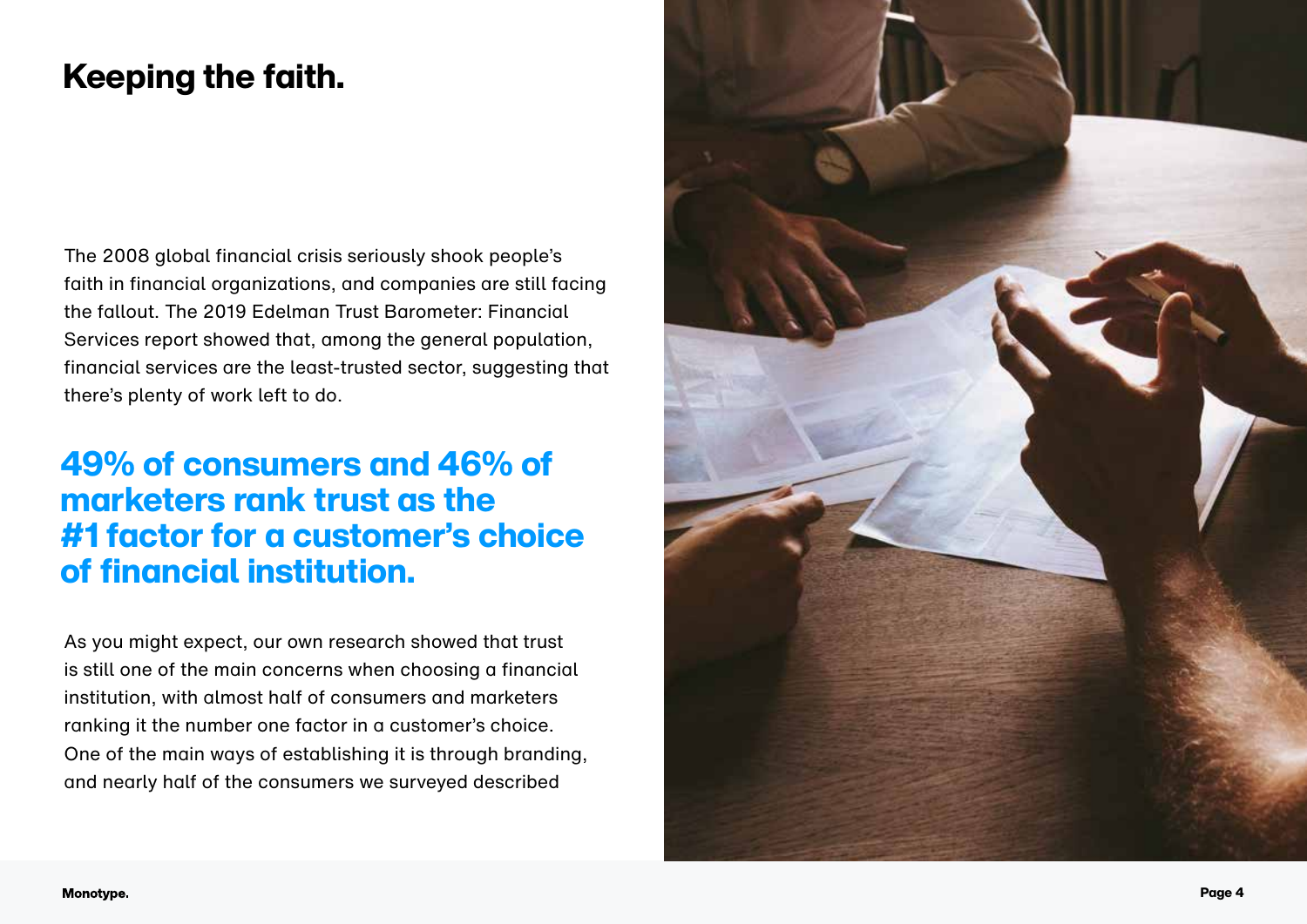# Keeping the faith.

The 2008 global financial crisis seriously shook people's faith in financial organizations, and companies are still facing the fallout. The 2019 Edelman Trust Barometer: Financial Services report showed that, among the general population, financial services are the least-trusted sector, suggesting that there's plenty of work left to do.

## 49% of consumers and 46% of marketers rank trust as the #1 factor for a customer's choice of financial institution.

As you might expect, our own research showed that trust is still one of the main concerns when choosing a financial institution, with almost half of consumers and marketers ranking it the number one factor in a customer's choice. One of the main ways of establishing it is through branding, and nearly half of the consumers we surveyed described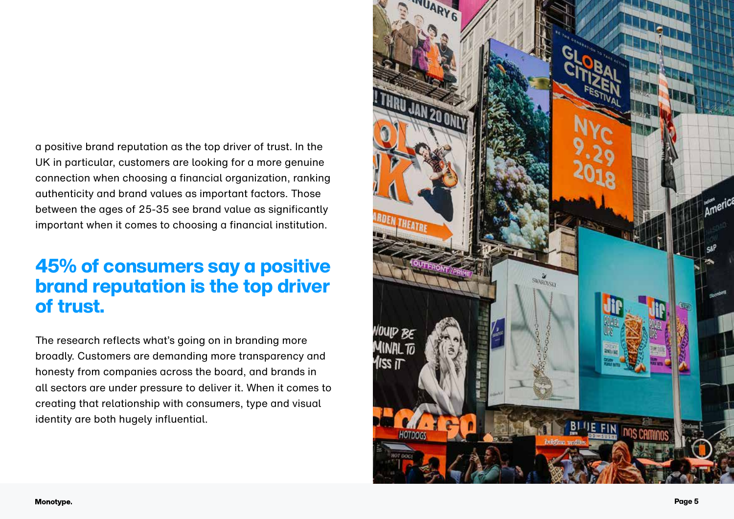a positive brand reputation as the top driver of trust. In the UK in particular, customers are looking for a more genuine connection when choosing a financial organization, ranking authenticity and brand values as important factors. Those between the ages of 25-35 see brand value as significantly important when it comes to choosing a financial institution.

## 45% of consumers say a positive brand reputation is the top driver of trust.

The research reflects what's going on in branding more broadly. Customers are demanding more transparency and honesty from companies across the board, and brands in all sectors are under pressure to deliver it. When it comes to creating that relationship with consumers, type and visual identity are both hugely influential.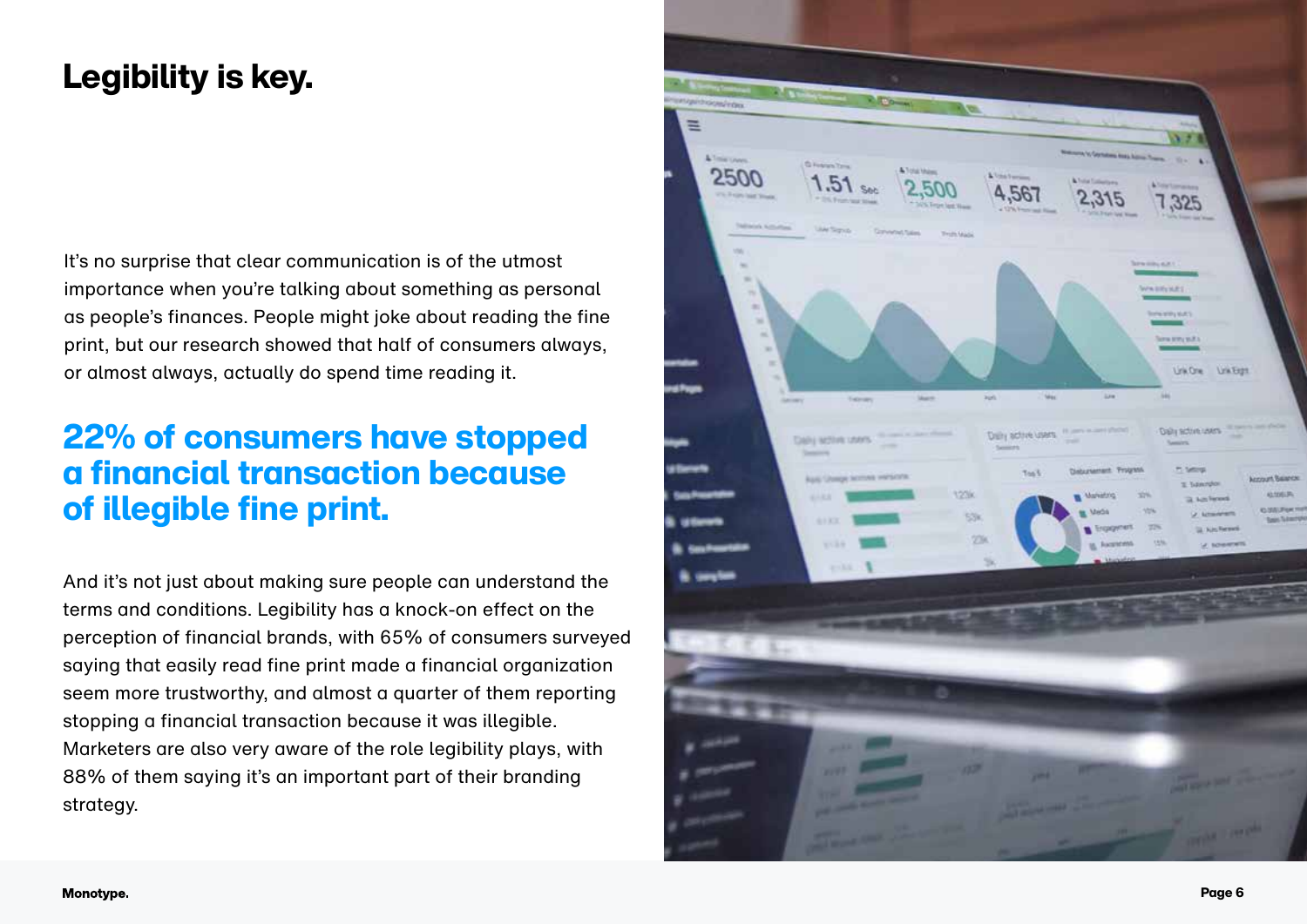# Legibility is key.

It's no surprise that clear communication is of the utmost importance when you're talking about something as personal as people's finances. People might joke about reading the fine print, but our research showed that half of consumers always, or almost always, actually do spend time reading it.

## 22% of consumers have stopped a financial transaction because of illegible fine print.

And it's not just about making sure people can understand the terms and conditions. Legibility has a knock-on effect on the perception of financial brands, with 65% of consumers surveyed saying that easily read fine print made a financial organization seem more trustworthy, and almost a quarter of them reporting stopping a financial transaction because it was illegible. Marketers are also very aware of the role legibility plays, with 88% of them saying it's an important part of their branding strategy.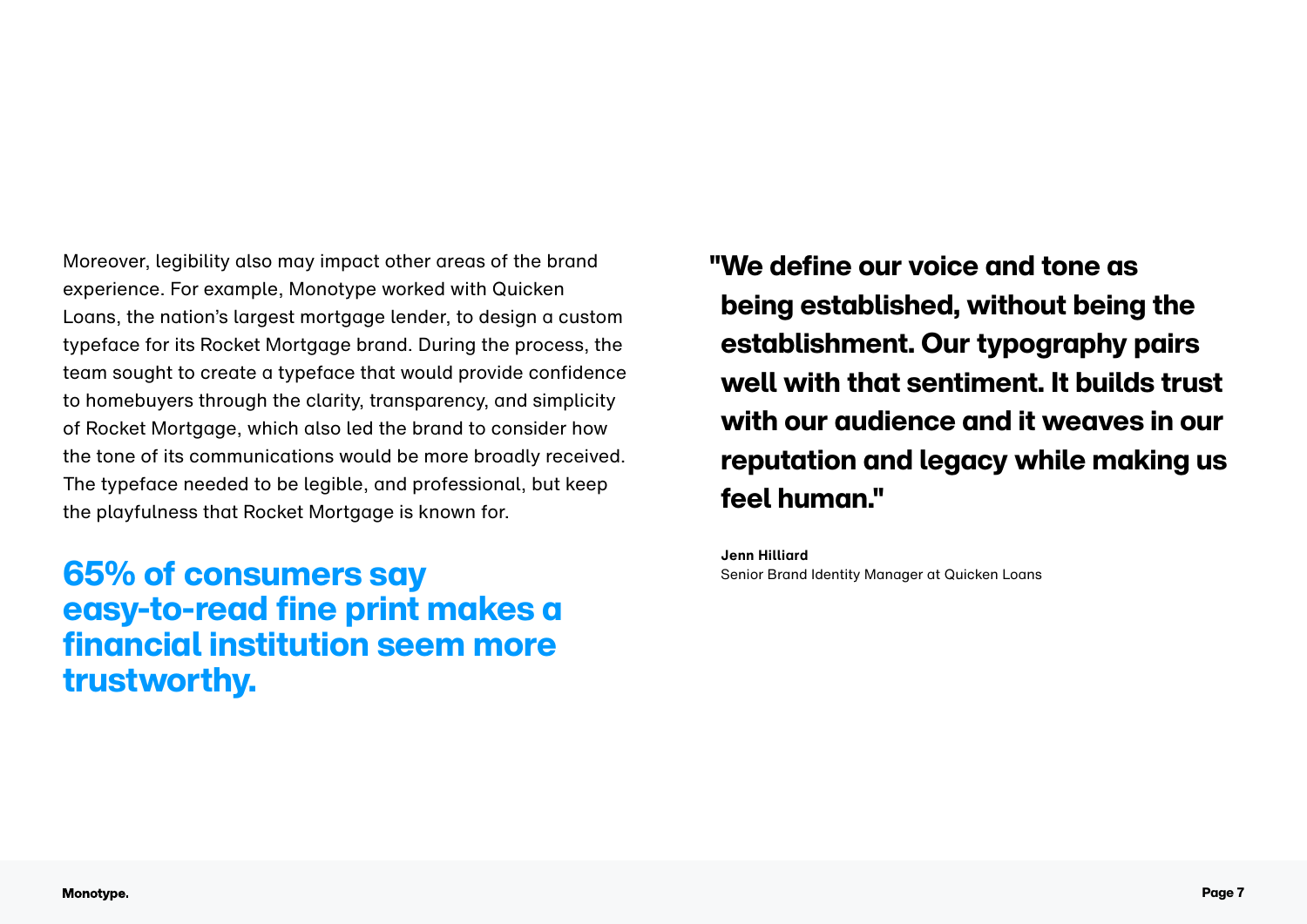Moreover, legibility also may impact other areas of the brand experience. For example, Monotype worked with Quicken Loans, the nation's largest mortgage lender, to design a custom typeface for its Rocket Mortgage brand. During the process, the team sought to create a typeface that would provide confidence to homebuyers through the clarity, transparency, and simplicity of Rocket Mortgage, which also led the brand to consider how the tone of its communications would be more broadly received. The typeface needed to be legible, and professional, but keep the playfulness that Rocket Mortgage is known for.

**65% of consumers say easy-to-read fine print makes a financial institution seem more trustworthy.**

**"We define our voice and tone as being established, without being the establishment. Our typography pairs well with that sentiment. It builds trust with our audience and it weaves in our reputation and legacy while making us feel human."**

**Jenn Hilliard**
Senior Brand Identity Manager at Quicken Loans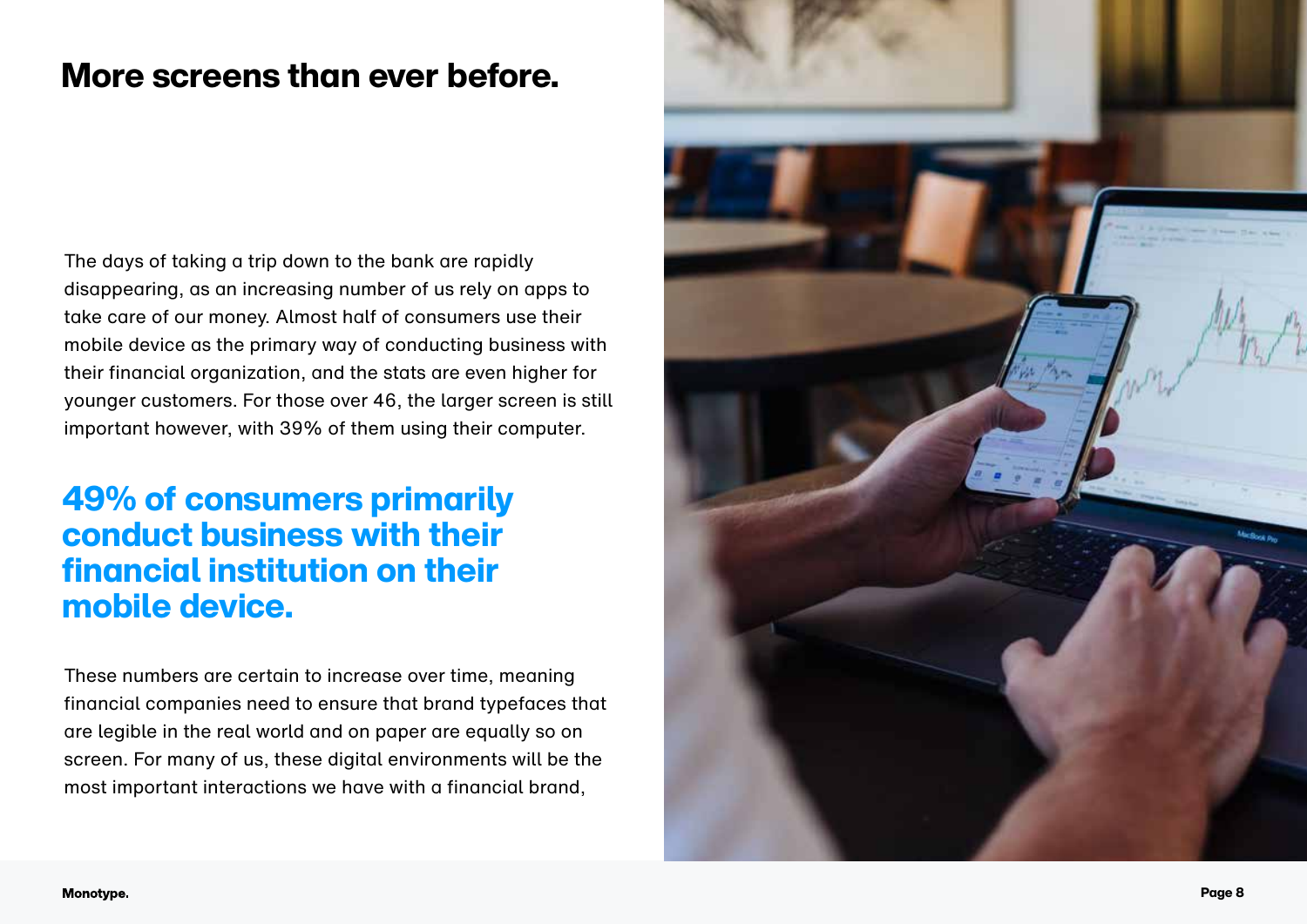# More screens than ever before.

The days of taking a trip down to the bank are rapidly disappearing, as an increasing number of us rely on apps to take care of our money. Almost half of consumers use their mobile device as the primary way of conducting business with their financial organization, and the stats are even higher for younger customers. For those over 46, the larger screen is still important however, with 39% of them using their computer.

## 49% of consumers primarily conduct business with their financial institution on their mobile device.

These numbers are certain to increase over time, meaning financial companies need to ensure that brand typefaces that are legible in the real world and on paper are equally so on screen. For many of us, these digital environments will be the most important interactions we have with a financial brand,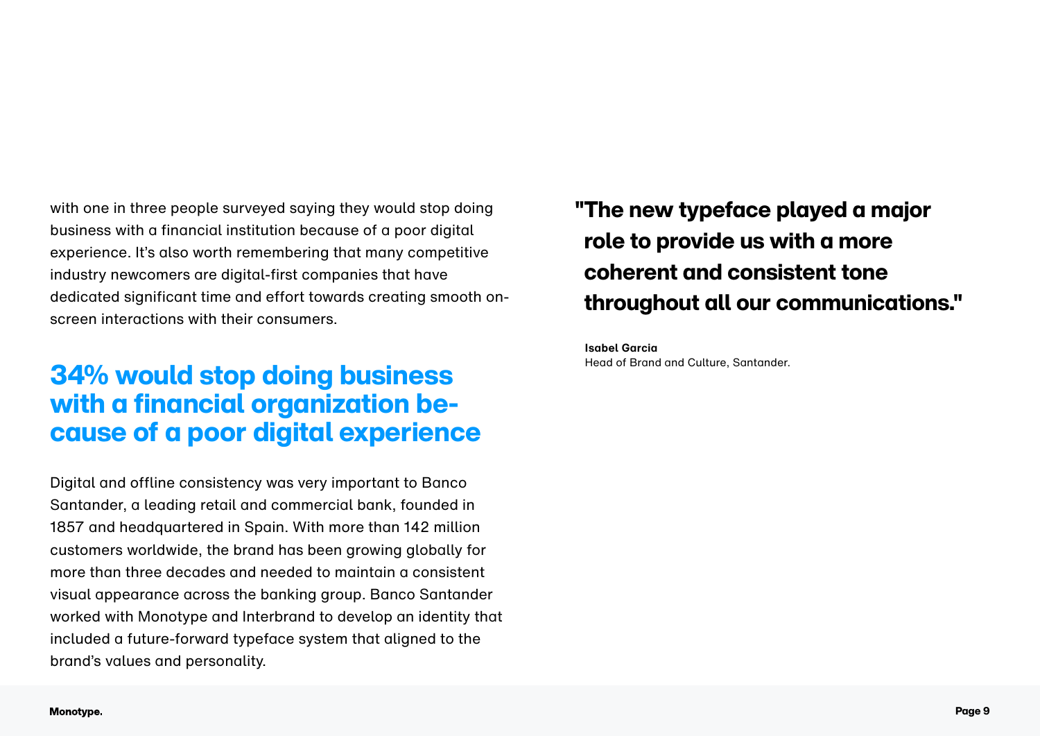with one in three people surveyed saying they would stop doing business with a financial institution because of a poor digital experience. It's also worth remembering that many competitive industry newcomers are digital-first companies that have dedicated significant time and effort towards creating smooth on-screen interactions with their consumers.

## 34% would stop doing business with a financial organization because of a poor digital experience

Digital and offline consistency was very important to Banco Santander, a leading retail and commercial bank, founded in 1857 and headquartered in Spain. With more than 142 million customers worldwide, the brand has been growing globally for more than three decades and needed to maintain a consistent visual appearance across the banking group. Banco Santander worked with Monotype and Interbrand to develop an identity that included a future-forward typeface system that aligned to the brand's values and personality.

> **"The new typeface played a major role to provide us with a more coherent and consistent tone throughout all our communications."**
>
> **Isabel Garcia**
> Head of Brand and Culture, Santander.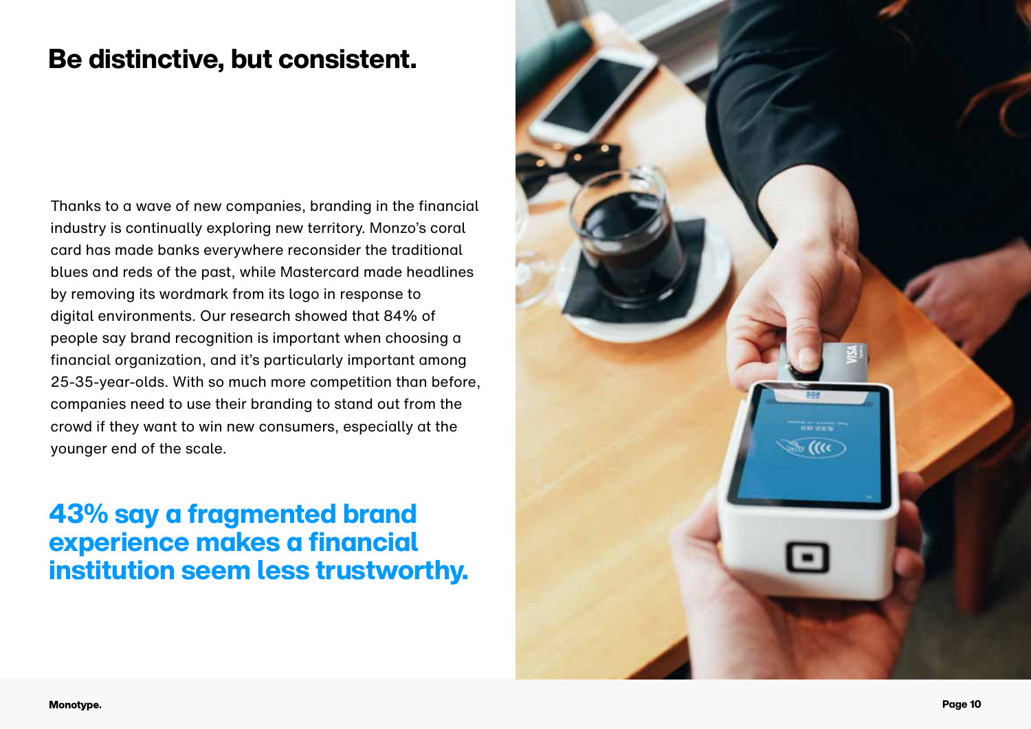# Be distinctive, but consistent.

Thanks to a wave of new companies, branding in the financial industry is continually exploring new territory. Monzo's coral card has made banks everywhere reconsider the traditional blues and reds of the past, while Mastercard made headlines by removing its wordmark from its logo in response to digital environments. Our research showed that 84% of people say brand recognition is important when choosing a financial organization, and it's particularly important among 25-35-year-olds. With so much more competition than before, companies need to use their branding to stand out from the crowd if they want to win new consumers, especially at the younger end of the scale.

## 43% say a fragmented brand experience makes a financial institution seem less trustworthy.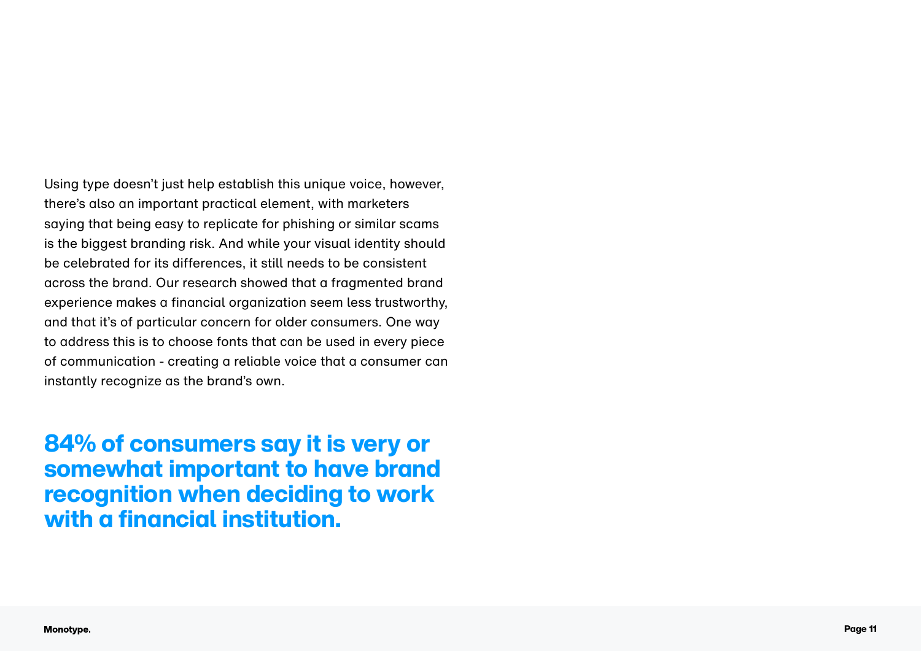Using type doesn't just help establish this unique voice, however, there's also an important practical element, with marketers saying that being easy to replicate for phishing or similar scams is the biggest branding risk. And while your visual identity should be celebrated for its differences, it still needs to be consistent across the brand. Our research showed that a fragmented brand experience makes a financial organization seem less trustworthy, and that it's of particular concern for older consumers. One way to address this is to choose fonts that can be used in every piece of communication - creating a reliable voice that a consumer can instantly recognize as the brand's own.

**84% of consumers say it is very or somewhat important to have brand recognition when deciding to work with a financial institution.**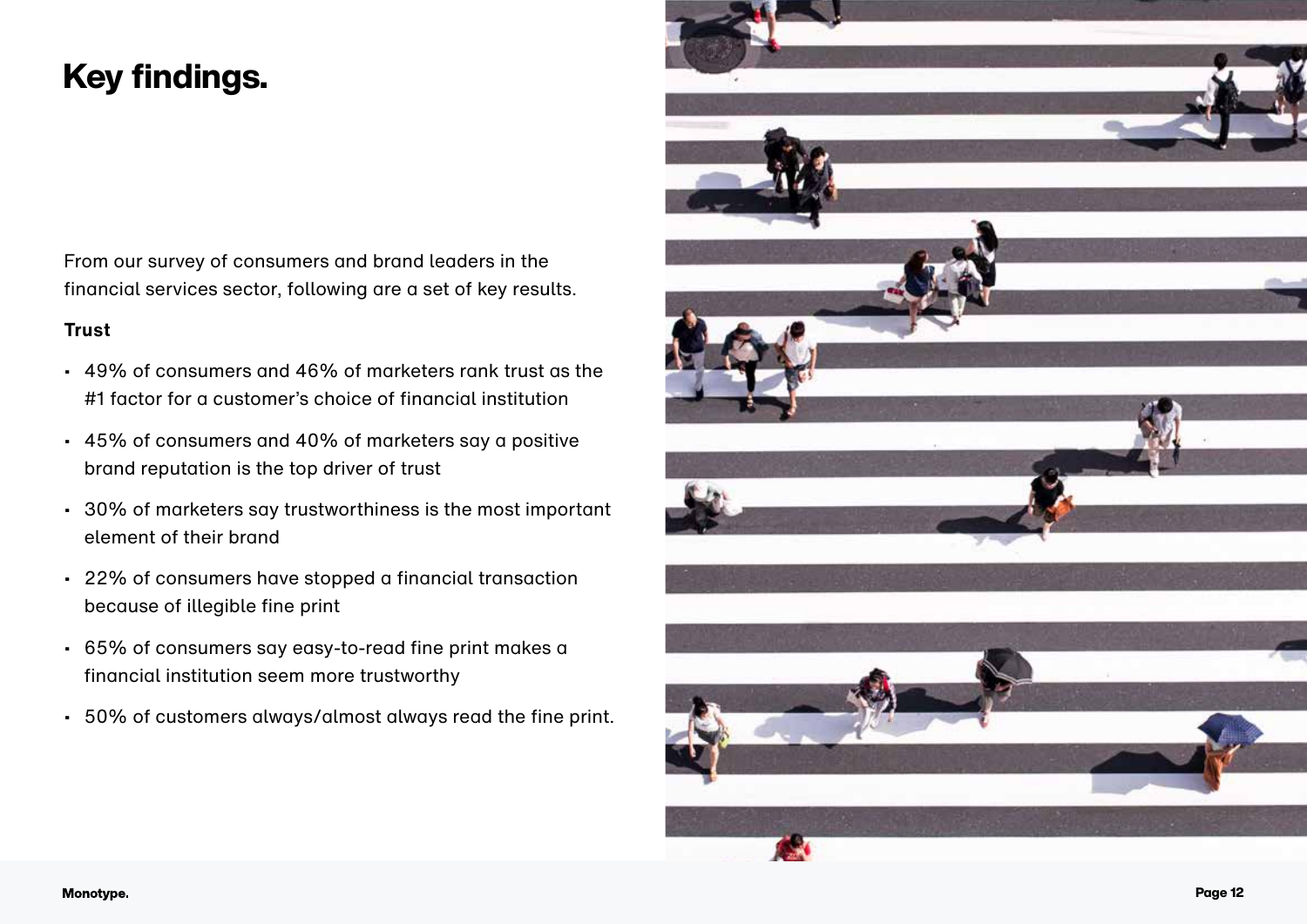# Key findings.

From our survey of consumers and brand leaders in the financial services sector, following are a set of key results.

**Trust**

- 49% of consumers and 46% of marketers rank trust as the #1 factor for a customer's choice of financial institution
- 45% of consumers and 40% of marketers say a positive brand reputation is the top driver of trust
- 30% of marketers say trustworthiness is the most important element of their brand
- 22% of consumers have stopped a financial transaction because of illegible fine print
- 65% of consumers say easy-to-read fine print makes a financial institution seem more trustworthy
- 50% of customers always/almost always read the fine print.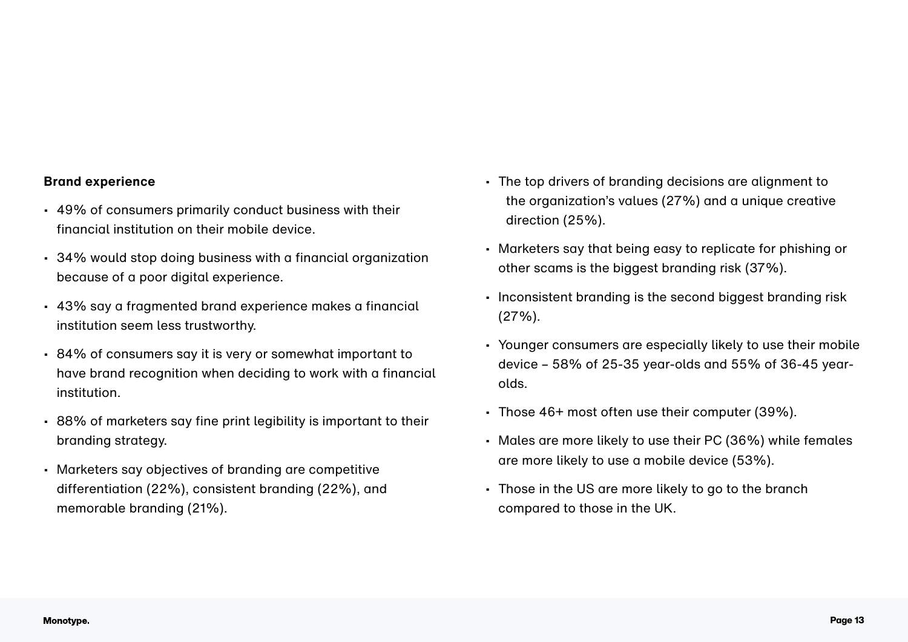**Brand experience**

- 49% of consumers primarily conduct business with their financial institution on their mobile device.
- 34% would stop doing business with a financial organization because of a poor digital experience.
- 43% say a fragmented brand experience makes a financial institution seem less trustworthy.
- 84% of consumers say it is very or somewhat important to have brand recognition when deciding to work with a financial institution.
- 88% of marketers say fine print legibility is important to their branding strategy.
- Marketers say objectives of branding are competitive differentiation (22%), consistent branding (22%), and memorable branding (21%).
- The top drivers of branding decisions are alignment to the organization's values (27%) and a unique creative direction (25%).
- Marketers say that being easy to replicate for phishing or other scams is the biggest branding risk (37%).
- Inconsistent branding is the second biggest branding risk (27%).
- Younger consumers are especially likely to use their mobile device – 58% of 25-35 year-olds and 55% of 36-45 year-olds.
- Those 46+ most often use their computer (39%).
- Males are more likely to use their PC (36%) while females are more likely to use a mobile device (53%).
- Those in the US are more likely to go to the branch compared to those in the UK.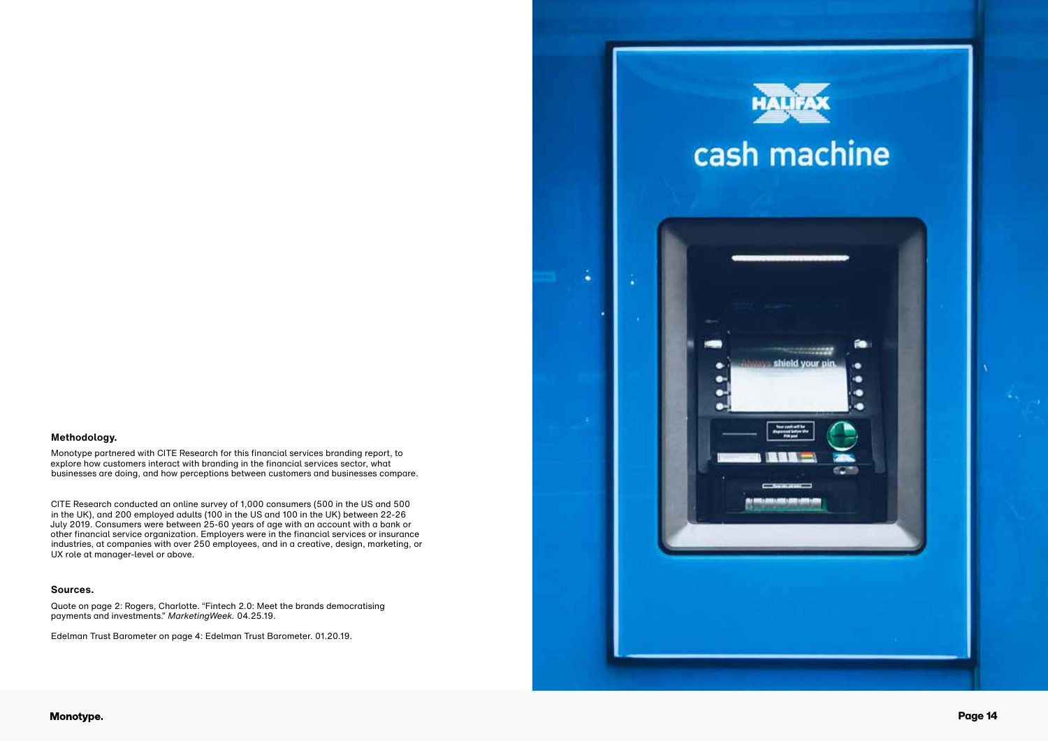## Methodology.

Monotype partnered with CITE Research for this financial services branding report, to explore how customers interact with branding in the financial services sector, what businesses are doing, and how perceptions between customers and businesses compare.

CITE Research conducted an online survey of 1,000 consumers (500 in the US and 500 in the UK), and 200 employed adults (100 in the US and 100 in the UK) between 22-26 July 2019. Consumers were between 25-60 years of age with an account with a bank or other financial service organization. Employers were in the financial services or insurance industries, at companies with over 250 employees, and in a creative, design, marketing, or UX role at manager-level or above.

## Sources.

Quote on page 2: Rogers, Charlotte. "Fintech 2.0: Meet the brands democratising payments and investments." *MarketingWeek.* 04.25.19.

Edelman Trust Barometer on page 4: Edelman Trust Barometer. 01.20.19.